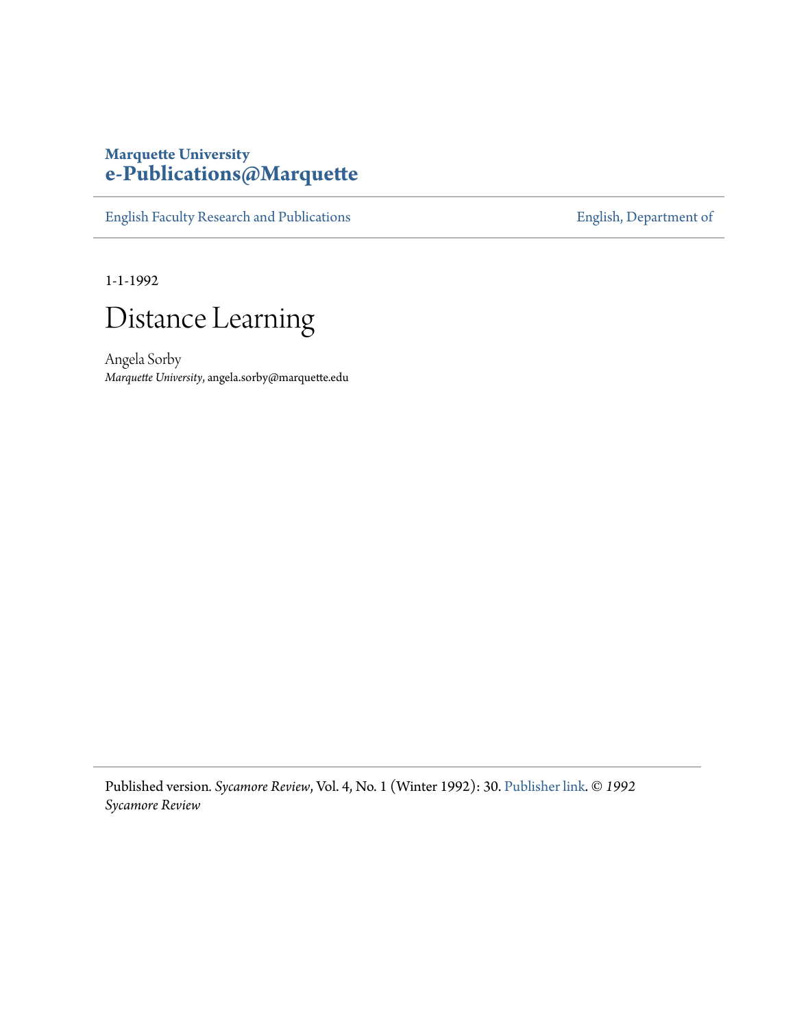**Marquette University**
**e-Publications@Marquette**

---

English Faculty Research and Publications | English, Department of

---

1-1-1992

# Distance Learning

Angela Sorby
*Marquette University*, angela.sorby@marquette.edu

---

Published version. *Sycamore Review*, Vol. 4, No. 1 (Winter 1992): 30. Publisher link. © *1992 Sycamore Review*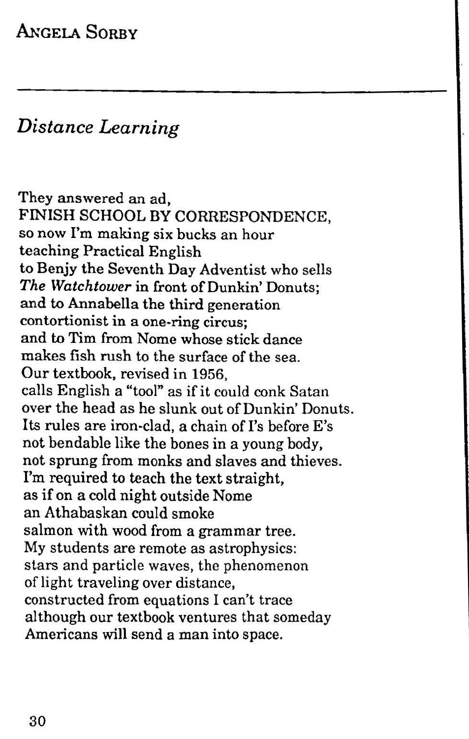Angela Sorby

## *Distance Learning*

They answered an ad,  
FINISH SCHOOL BY CORRESPONDENCE,  
so now I'm making six bucks an hour  
teaching Practical English  
to Benjy the Seventh Day Adventist who sells  
*The Watchtower* in front of Dunkin' Donuts;  
and to Annabella the third generation  
contortionist in a one-ring circus;  
and to Tim from Nome whose stick dance  
makes fish rush to the surface of the sea.  
Our textbook, revised in 1956,  
calls English a "tool" as if it could conk Satan  
over the head as he slunk out of Dunkin' Donuts.  
Its rules are iron-clad, a chain of I's before E's  
not bendable like the bones in a young body,  
not sprung from monks and slaves and thieves.  
I'm required to teach the text straight,  
as if on a cold night outside Nome  
an Athabaskan could smoke  
salmon with wood from a grammar tree.  
My students are remote as astrophysics:  
stars and particle waves, the phenomenon  
of light traveling over distance,  
constructed from equations I can't trace  
although our textbook ventures that someday  
Americans will send a man into space.